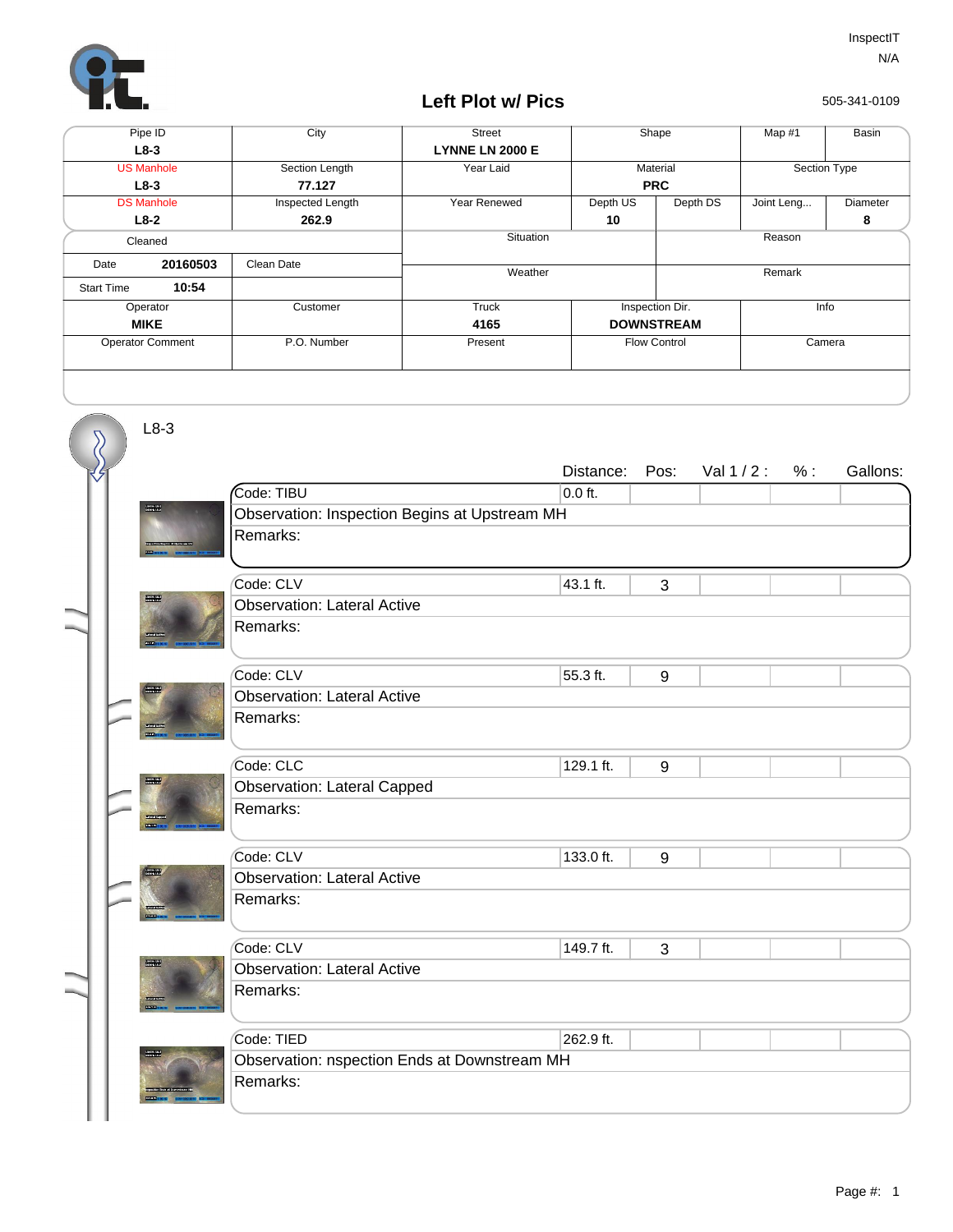InspectIT
N/A

# Left Plot w/ Pics

505-341-0109

| Pipe ID | City | Street | Shape | | Map #1 | Basin |
|---|---|---|---|---|---|---|
| **L8-3** | | **LYNNE LN 2000 E** | | | | |
| US Manhole | Section Length | Year Laid | Material | | Section Type | |
| **L8-3** | **77.127** | | **PRC** | | | |
| DS Manhole | Inspected Length | Year Renewed | Depth US | Depth DS | Joint Leng... | Diameter |
| **L8-2** | **262.9** | | **10** | | | **8** |
| Cleaned | | Situation | | Reason | | |
| Date **20160503** | Clean Date | Weather | | Remark | | |
| Start Time **10:54** | | | | | | |
| Operator | Customer | Truck | Inspection Dir. | | Info | |
| **MIKE** | | **4165** | **DOWNSTREAM** | | | |
| Operator Comment | P.O. Number | Present | Flow Control | | Camera | |

L8-3

| Code | Distance: | Pos: | Val 1 / 2 : | % : | Gallons: |
|---|---|---|---|---|---|
| Code: TIBU | 0.0 ft. | | | | |
| Observation: Inspection Begins at Upstream MH | | | | | |
| Remarks: | | | | | |
| Code: CLV | 43.1 ft. | 3 | | | |
| Observation: Lateral Active | | | | | |
| Remarks: | | | | | |
| Code: CLV | 55.3 ft. | 9 | | | |
| Observation: Lateral Active | | | | | |
| Remarks: | | | | | |
| Code: CLC | 129.1 ft. | 9 | | | |
| Observation: Lateral Capped | | | | | |
| Remarks: | | | | | |
| Code: CLV | 133.0 ft. | 9 | | | |
| Observation: Lateral Active | | | | | |
| Remarks: | | | | | |
| Code: CLV | 149.7 ft. | 3 | | | |
| Observation: Lateral Active | | | | | |
| Remarks: | | | | | |
| Code: TIED | 262.9 ft. | | | | |
| Observation: nspection Ends at Downstream MH | | | | | |
| Remarks: | | | | | |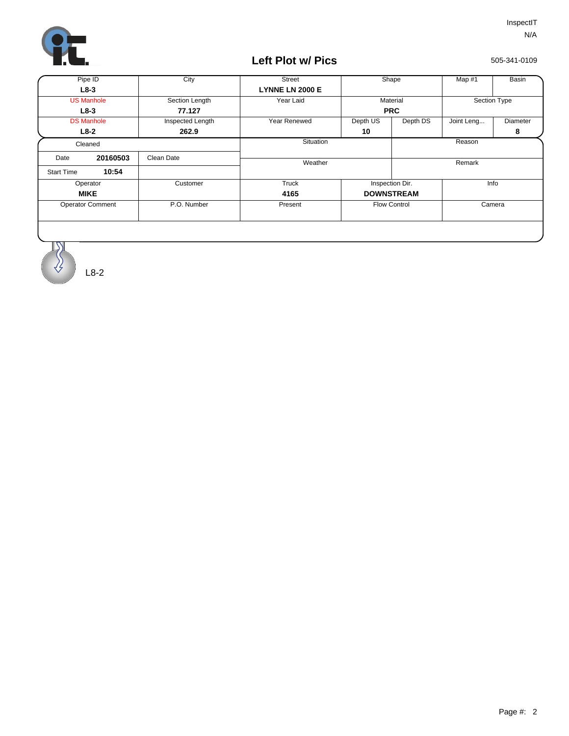InspectIT

N/A

# Left Plot w/ Pics

505-341-0109

| | | | | | |
|---|---|---|---|---|---|
| Pipe ID<br>**L8-3** | City | Street<br>**LYNNE LN 2000 E** | Shape | Map #1 | Basin |
| US Manhole<br>**L8-3** | Section Length<br>**77.127** | Year Laid | Material<br>**PRC** | Section Type | |
| DS Manhole<br>**L8-2** | Inspected Length<br>**262.9** | Year Renewed | Depth US **10** / Depth DS | Joint Leng... | Diameter<br>**8** |

| | | | |
|---|---|---|---|
| Cleaned | | Situation | Reason |
| Date **20160503** | Clean Date | Weather | Remark |
| Start Time **10:54** | | | |

| | | | | |
|---|---|---|---|---|
| Operator<br>**MIKE** | Customer | Truck<br>**4165** | Inspection Dir.<br>**DOWNSTREAM** | Info |
| Operator Comment | P.O. Number | Present | Flow Control | Camera |

L8-2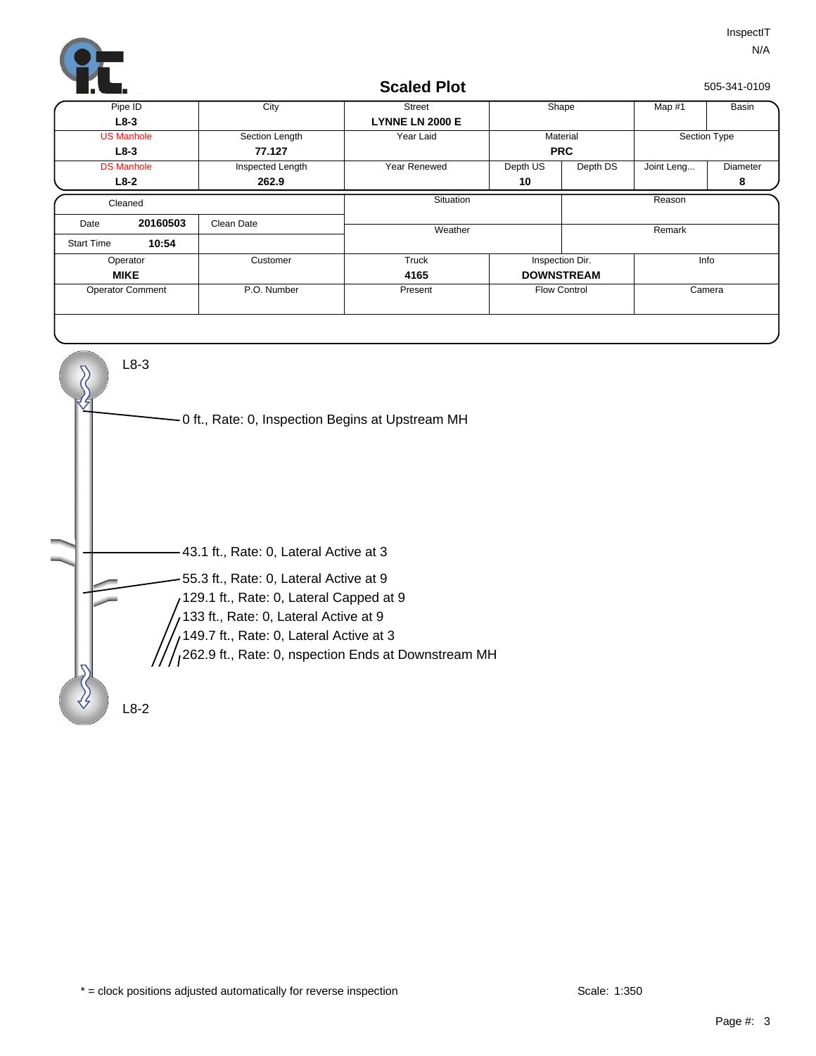InspectIT
N/A

# Scaled Plot

505-341-0109

| Pipe ID | City | Street | Shape | | Map #1 | Basin |
|---|---|---|---|---|---|---|
| **L8-3** | | **LYNNE LN 2000 E** | | | | |
| US Manhole | Section Length | Year Laid | Material | | Section Type | |
| **L8-3** | **77.127** | | **PRC** | | | |
| DS Manhole | Inspected Length | Year Renewed | Depth US | Depth DS | Joint Leng... | Diameter |
| **L8-2** | **262.9** | | **10** | | | **8** |

| Cleaned | | Situation | Reason |
|---|---|---|---|
| Date **20160503** | Clean Date | Weather | Remark |
| Start Time **10:54** | | | |
| Operator | Customer | Truck | Inspection Dir. | Info |
| **MIKE** | | **4165** | **DOWNSTREAM** | |
| Operator Comment | P.O. Number | Present | Flow Control | Camera |

L8-3

0 ft., Rate: 0, Inspection Begins at Upstream MH

43.1 ft., Rate: 0, Lateral Active at 3

55.3 ft., Rate: 0, Lateral Active at 9

129.1 ft., Rate: 0, Lateral Capped at 9

133 ft., Rate: 0, Lateral Active at 9

149.7 ft., Rate: 0, Lateral Active at 3

262.9 ft., Rate: 0, nspection Ends at Downstream MH

L8-2

* = clock positions adjusted automatically for reverse inspection

Scale: 1:350